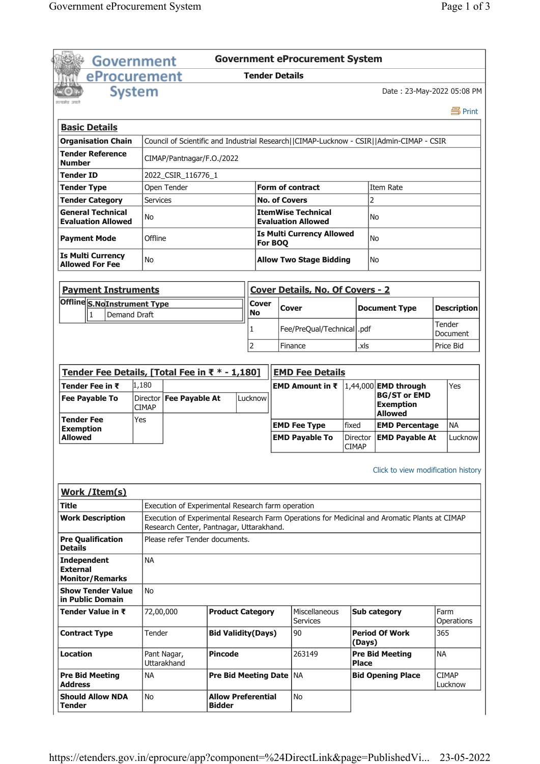# Government eProcurement System

## Tender Details

Date : 23-May-2022 05:08 PM

Print

## Basic Details

| | | | |
|---|---|---|---|
| **Organisation Chain** | Council of Scientific and Industrial Research\|\|CIMAP-Lucknow - CSIR\|\|Admin-CIMAP - CSIR | | |
| **Tender Reference Number** | CIMAP/Pantnagar/F.O./2022 | | |
| **Tender ID** | 2022_CSIR_116776_1 | | |
| **Tender Type** | Open Tender | **Form of contract** | Item Rate |
| **Tender Category** | Services | **No. of Covers** | 2 |
| **General Technical Evaluation Allowed** | No | **ItemWise Technical Evaluation Allowed** | No |
| **Payment Mode** | Offline | **Is Multi Currency Allowed For BOQ** | No |
| **Is Multi Currency Allowed For Fee** | No | **Allow Two Stage Bidding** | No |

## Payment Instruments

**Offline**

| S.No | Instrument Type |
|---|---|
| 1 | Demand Draft |

## Cover Details, No. Of Covers - 2

| Cover No | Cover | Document Type | Description |
|---|---|---|---|
| 1 | Fee/PreQual/Technical | .pdf | Tender Document |
| 2 | Finance | .xls | Price Bid |

## Tender Fee Details, [Total Fee in ₹ * - 1,180]

| | | | |
|---|---|---|---|
| **Tender Fee in ₹** | 1,180 | | |
| **Fee Payable To** | Director CIMAP | **Fee Payable At** | Lucknow |
| **Tender Fee Exemption Allowed** | Yes | | |

## EMD Fee Details

| | | | |
|---|---|---|---|
| **EMD Amount in ₹** | 1,44,000 | **EMD through BG/ST or EMD Exemption Allowed** | Yes |
| **EMD Fee Type** | fixed | **EMD Percentage** | NA |
| **EMD Payable To** | Director CIMAP | **EMD Payable At** | Lucknow |

Click to view modification history

## Work /Item(s)

| | | | | | |
|---|---|---|---|---|---|
| **Title** | Execution of Experimental Research farm operation | | | | |
| **Work Description** | Execution of Experimental Research Farm Operations for Medicinal and Aromatic Plants at CIMAP Research Center, Pantnagar, Uttarakhand. | | | | |
| **Pre Qualification Details** | Please refer Tender documents. | | | | |
| **Independent External Monitor/Remarks** | NA | | | | |
| **Show Tender Value in Public Domain** | No | | | | |
| **Tender Value in ₹** | 72,00,000 | **Product Category** | Miscellaneous Services | **Sub category** | Farm Operations |
| **Contract Type** | Tender | **Bid Validity(Days)** | 90 | **Period Of Work (Days)** | 365 |
| **Location** | Pant Nagar, Uttarakhand | **Pincode** | 263149 | **Pre Bid Meeting Place** | NA |
| **Pre Bid Meeting Address** | NA | **Pre Bid Meeting Date** | NA | **Bid Opening Place** | CIMAP Lucknow |
| **Should Allow NDA Tender** | No | **Allow Preferential Bidder** | No | | |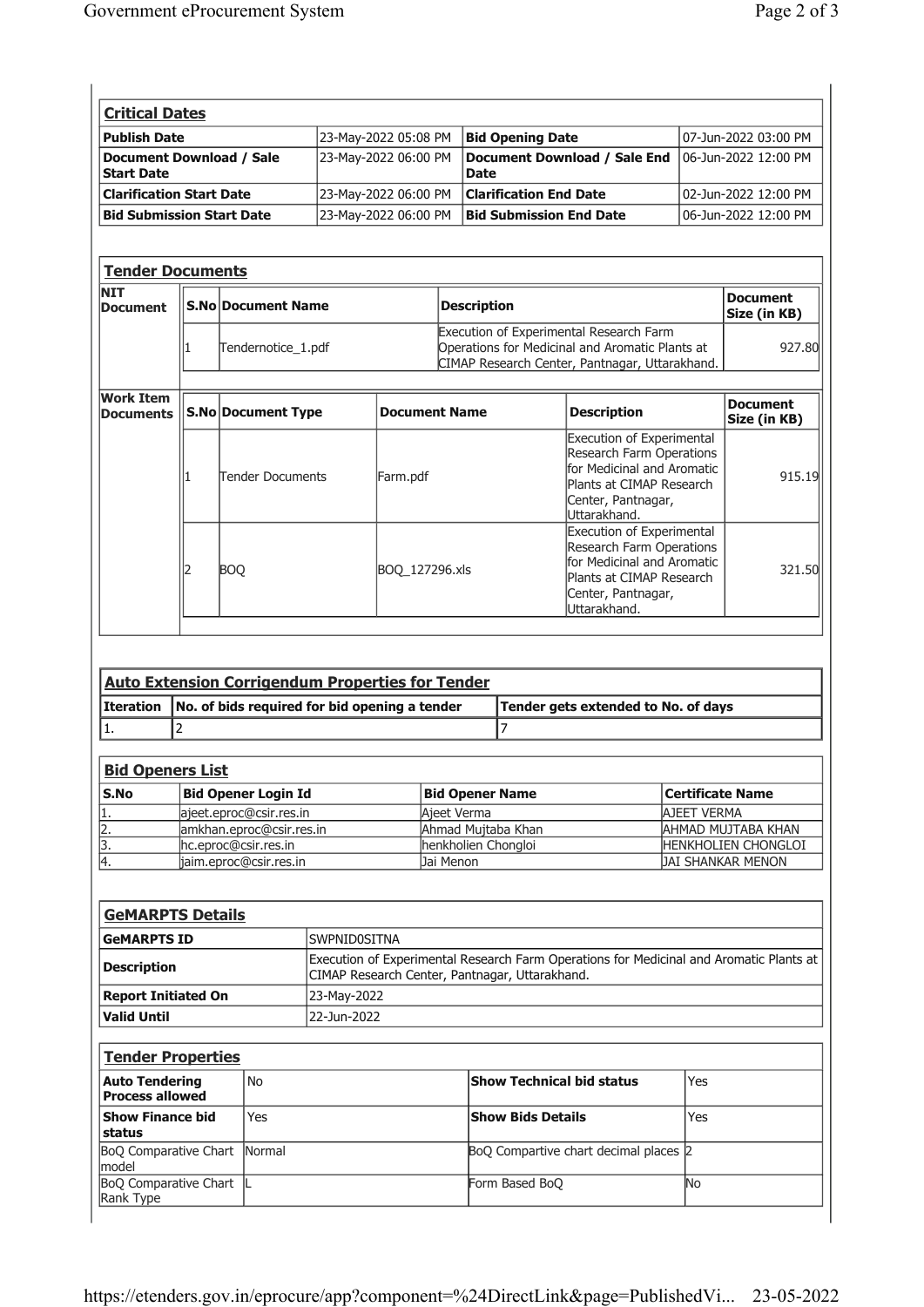## Critical Dates

| | | | |
|---|---|---|---|
| **Publish Date** | 23-May-2022 05:08 PM | **Bid Opening Date** | 07-Jun-2022 03:00 PM |
| **Document Download / Sale Start Date** | 23-May-2022 06:00 PM | **Document Download / Sale End Date** | 06-Jun-2022 12:00 PM |
| **Clarification Start Date** | 23-May-2022 06:00 PM | **Clarification End Date** | 02-Jun-2022 12:00 PM |
| **Bid Submission Start Date** | 23-May-2022 06:00 PM | **Bid Submission End Date** | 06-Jun-2022 12:00 PM |

## Tender Documents

**NIT Document**

| S.No | Document Name | Description | Document Size (in KB) |
|---|---|---|---|
| 1 | Tendernotice_1.pdf | Execution of Experimental Research Farm Operations for Medicinal and Aromatic Plants at CIMAP Research Center, Pantnagar, Uttarakhand. | 927.80 |

**Work Item Documents**

| S.No | Document Type | Document Name | Description | Document Size (in KB) |
|---|---|---|---|---|
| 1 | Tender Documents | Farm.pdf | Execution of Experimental Research Farm Operations for Medicinal and Aromatic Plants at CIMAP Research Center, Pantnagar, Uttarakhand. | 915.19 |
| 2 | BOQ | BOQ_127296.xls | Execution of Experimental Research Farm Operations for Medicinal and Aromatic Plants at CIMAP Research Center, Pantnagar, Uttarakhand. | 321.50 |

## Auto Extension Corrigendum Properties for Tender

| Iteration | No. of bids required for bid opening a tender | Tender gets extended to No. of days |
|---|---|---|
| 1. | 2 | 7 |

## Bid Openers List

| S.No | Bid Opener Login Id | Bid Opener Name | Certificate Name |
|---|---|---|---|
| 1. | ajeet.eproc@csir.res.in | Ajeet Verma | AJEET VERMA |
| 2. | amkhan.eproc@csir.res.in | Ahmad Mujtaba Khan | AHMAD MUJTABA KHAN |
| 3. | hc.eproc@csir.res.in | henkholien Chongloi | HENKHOLIEN CHONGLOI |
| 4. | jaim.eproc@csir.res.in | Jai Menon | JAI SHANKAR MENON |

## GeMARPTS Details

| | |
|---|---|
| **GeMARPTS ID** | SWPNID0SITNA |
| **Description** | Execution of Experimental Research Farm Operations for Medicinal and Aromatic Plants at CIMAP Research Center, Pantnagar, Uttarakhand. |
| **Report Initiated On** | 23-May-2022 |
| **Valid Until** | 22-Jun-2022 |

## Tender Properties

| | | | |
|---|---|---|---|
| **Auto Tendering Process allowed** | No | **Show Technical bid status** | Yes |
| **Show Finance bid status** | Yes | **Show Bids Details** | Yes |
| BoQ Comparative Chart model | Normal | BoQ Compartive chart decimal places | 2 |
| BoQ Comparative Chart Rank Type | L | Form Based BoQ | No |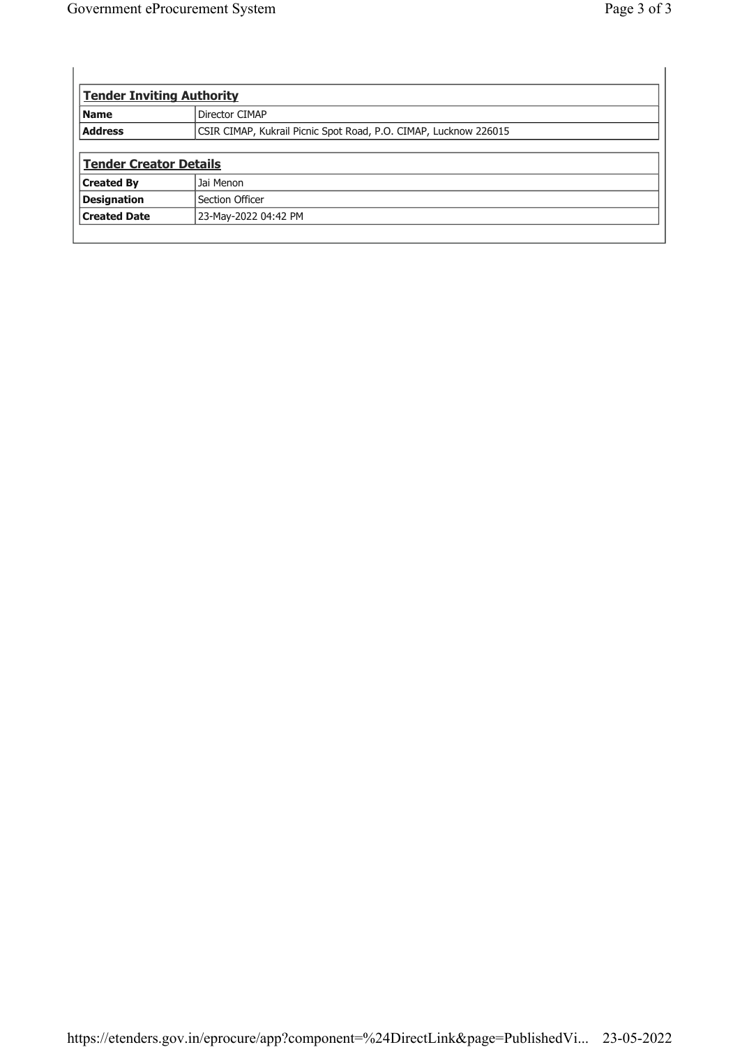| Tender Inviting Authority | |
|---|---|
| **Name** | Director CIMAP |
| **Address** | CSIR CIMAP, Kukrail Picnic Spot Road, P.O. CIMAP, Lucknow 226015 |

| Tender Creator Details | |
|---|---|
| **Created By** | Jai Menon |
| **Designation** | Section Officer |
| **Created Date** | 23-May-2022 04:42 PM |